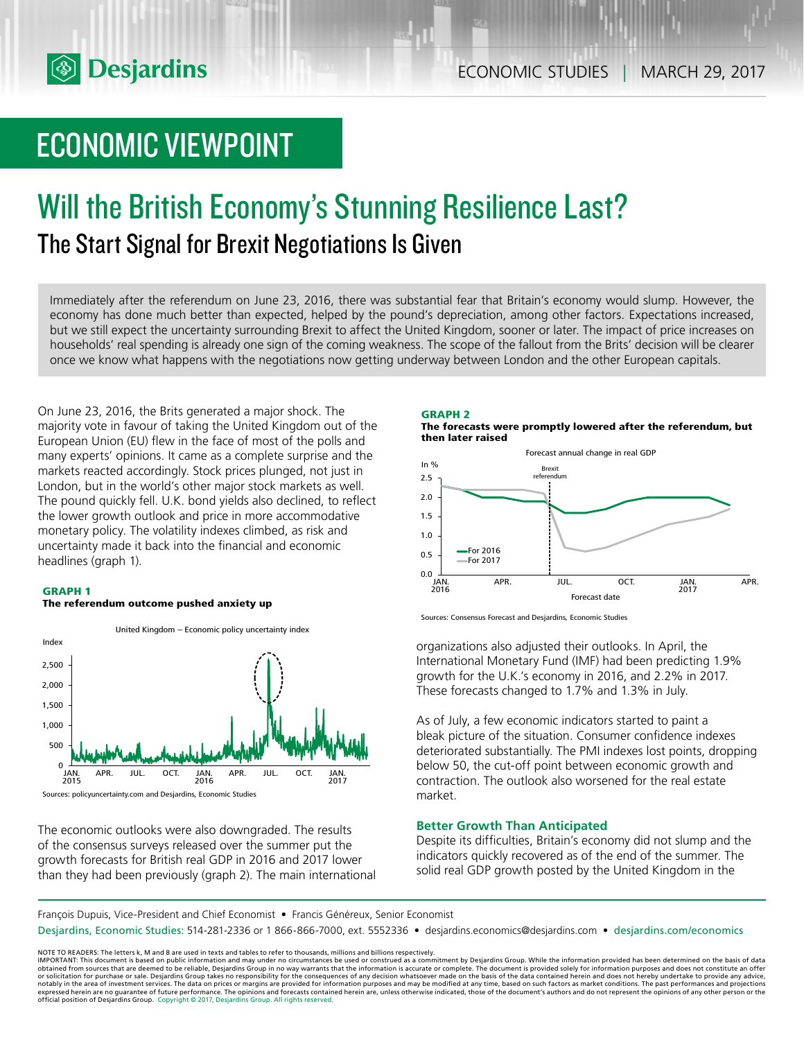# ECONOMIC VIEWPOINT

# Will the British Economy's Stunning Resilience Last?

## The Start Signal for Brexit Negotiations Is Given

Immediately after the referendum on June 23, 2016, there was substantial fear that Britain's economy would slump. However, the economy has done much better than expected, helped by the pound's depreciation, among other factors. Expectations increased, but we still expect the uncertainty surrounding Brexit to affect the United Kingdom, sooner or later. The impact of price increases on households' real spending is already one sign of the coming weakness. The scope of the fallout from the Brits' decision will be clearer once we know what happens with the negotiations now getting underway between London and the other European capitals.

On June 23, 2016, the Brits generated a major shock. The majority vote in favour of taking the United Kingdom out of the European Union (EU) flew in the face of most of the polls and many experts' opinions. It came as a complete surprise and the markets reacted accordingly. Stock prices plunged, not just in London, but in the world's other major stock markets as well. The pound quickly fell. U.K. bond yields also declined, to reflect the lower growth outlook and price in more accommodative monetary policy. The volatility indexes climbed, as risk and uncertainty made it back into the financial and economic headlines (graph 1).

**GRAPH 1**
**The referendum outcome pushed anxiety up**

Sources: policyuncertainty.com and Desjardins, Economic Studies

The economic outlooks were also downgraded. The results of the consensus surveys released over the summer put the growth forecasts for British real GDP in 2016 and 2017 lower than they had been previously (graph 2). The main international organizations also adjusted their outlooks. In April, the International Monetary Fund (IMF) had been predicting 1.9% growth for the U.K.'s economy in 2016, and 2.2% in 2017. These forecasts changed to 1.7% and 1.3% in July.

**GRAPH 2**
**The forecasts were promptly lowered after the referendum, but then later raised**

Sources: Consensus Forecast and Desjardins, Economic Studies

As of July, a few economic indicators started to paint a bleak picture of the situation. Consumer confidence indexes deteriorated substantially. The PMI indexes lost points, dropping below 50, the cut-off point between economic growth and contraction. The outlook also worsened for the real estate market.

### Better Growth Than Anticipated

Despite its difficulties, Britain's economy did not slump and the indicators quickly recovered as of the end of the summer. The solid real GDP growth posted by the United Kingdom in the

François Dupuis, Vice-President and Chief Economist • Francis Généreux, Senior Economist

Desjardins, Economic Studies: 514-281-2336 or 1 866-866-7000, ext. 5552336 • desjardins.economics@desjardins.com • desjardins.com/economics

NOTE TO READERS: The letters k, M and B are used in texts and tables to refer to thousands, millions and billions respectively.
IMPORTANT: This document is based on public information and may under no circumstances be used or construed as a commitment by Desjardins Group. While the information provided has been determined on the basis of data obtained from sources that are deemed to be reliable, Desjardins Group in no way warrants that the information is accurate or complete. The document is provided solely for information purposes and does not constitute an offer or solicitation for purchase or sale. Desjardins Group takes no responsibility for the consequences of any decision whatsoever made on the basis of the data contained herein and does not hereby undertake to provide any advice, notably in the area of investment services. The data on prices or margins are provided for information purposes and may be modified at any time, based on such factors as market conditions. The past performances and projections expressed herein are no guarantee of future performance. The opinions and forecasts contained herein are, unless otherwise indicated, those of the document's authors and do not represent the opinions of any other person or the official position of Desjardins Group. Copyright © 2017, Desjardins Group. All rights reserved.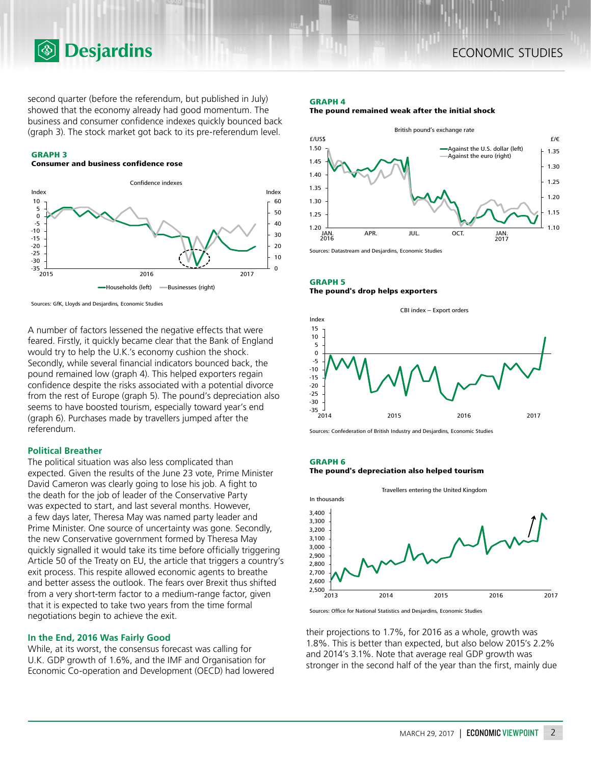second quarter (before the referendum, but published in July) showed that the economy already had good momentum. The business and consumer confidence indexes quickly bounced back (graph 3). The stock market got back to its pre-referendum level.

**GRAPH 3**
**Consumer and business confidence rose**

Sources: GfK, Lloyds and Desjardins, Economic Studies

A number of factors lessened the negative effects that were feared. Firstly, it quickly became clear that the Bank of England would try to help the U.K.'s economy cushion the shock. Secondly, while several financial indicators bounced back, the pound remained low (graph 4). This helped exporters regain confidence despite the risks associated with a potential divorce from the rest of Europe (graph 5). The pound's depreciation also seems to have boosted tourism, especially toward year's end (graph 6). Purchases made by travellers jumped after the referendum.

### Political Breather

The political situation was also less complicated than expected. Given the results of the June 23 vote, Prime Minister David Cameron was clearly going to lose his job. A fight to the death for the job of leader of the Conservative Party was expected to start, and last several months. However, a few days later, Theresa May was named party leader and Prime Minister. One source of uncertainty was gone. Secondly, the new Conservative government formed by Theresa May quickly signalled it would take its time before officially triggering Article 50 of the Treaty on EU, the article that triggers a country's exit process. This respite allowed economic agents to breathe and better assess the outlook. The fears over Brexit thus shifted from a very short-term factor to a medium-range factor, given that it is expected to take two years from the time formal negotiations begin to achieve the exit.

### In the End, 2016 Was Fairly Good

While, at its worst, the consensus forecast was calling for U.K. GDP growth of 1.6%, and the IMF and Organisation for Economic Co-operation and Development (OECD) had lowered their projections to 1.7%, for 2016 as a whole, growth was 1.8%. This is better than expected, but also below 2015's 2.2% and 2014's 3.1%. Note that average real GDP growth was stronger in the second half of the year than the first, mainly due

**GRAPH 4**
**The pound remained weak after the initial shock**

Sources: Datastream and Desjardins, Economic Studies

**GRAPH 5**
**The pound's drop helps exporters**

Sources: Confederation of British Industry and Desjardins, Economic Studies

**GRAPH 6**
**The pound's depreciation also helped tourism**

Sources: Office for National Statistics and Desjardins, Economic Studies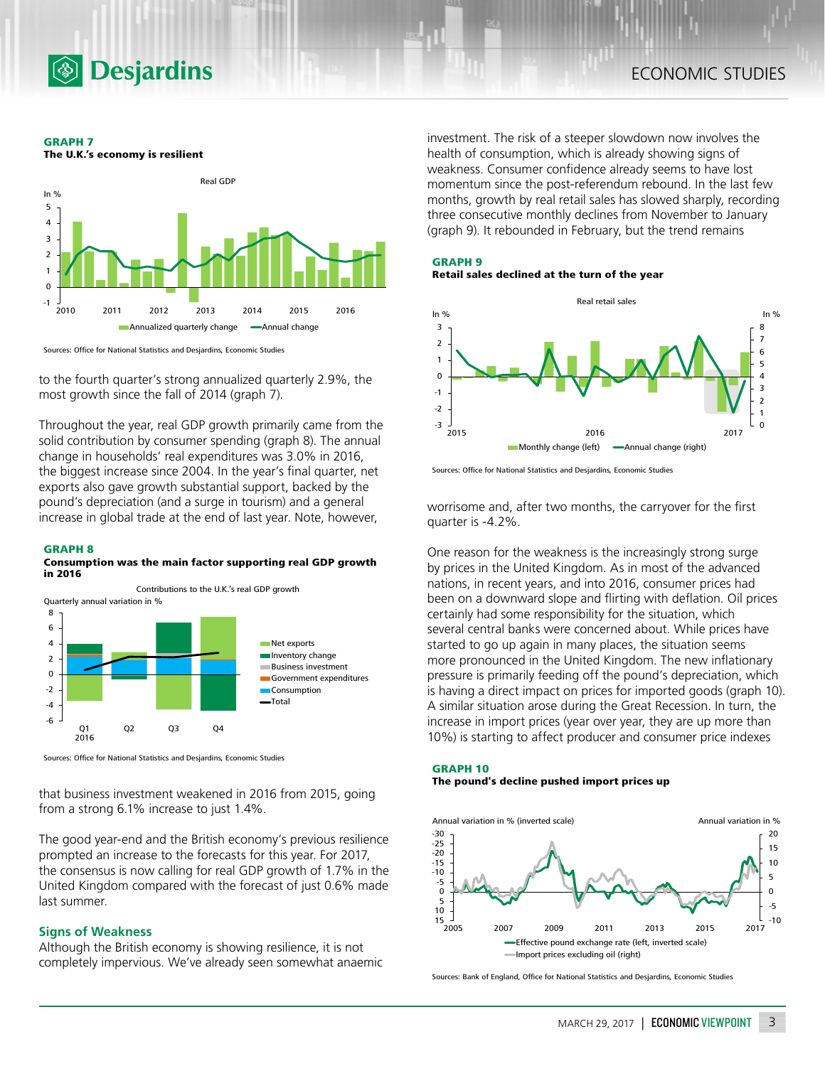**GRAPH 7**
**The U.K.'s economy is resilient**

Sources: Office for National Statistics and Desjardins, Economic Studies

to the fourth quarter's strong annualized quarterly 2.9%, the most growth since the fall of 2014 (graph 7).

Throughout the year, real GDP growth primarily came from the solid contribution by consumer spending (graph 8). The annual change in households' real expenditures was 3.0% in 2016, the biggest increase since 2004. In the year's final quarter, net exports also gave growth substantial support, backed by the pound's depreciation (and a surge in tourism) and a general increase in global trade at the end of last year. Note, however,

**GRAPH 8**
**Consumption was the main factor supporting real GDP growth in 2016**

Sources: Office for National Statistics and Desjardins, Economic Studies

that business investment weakened in 2016 from 2015, going from a strong 6.1% increase to just 1.4%.

The good year-end and the British economy's previous resilience prompted an increase to the forecasts for this year. For 2017, the consensus is now calling for real GDP growth of 1.7% in the United Kingdom compared with the forecast of just 0.6% made last summer.

## Signs of Weakness

Although the British economy is showing resilience, it is not completely impervious. We've already seen somewhat anaemic investment. The risk of a steeper slowdown now involves the health of consumption, which is already showing signs of weakness. Consumer confidence already seems to have lost momentum since the post-referendum rebound. In the last few months, growth by real retail sales has slowed sharply, recording three consecutive monthly declines from November to January (graph 9). It rebounded in February, but the trend remains

**GRAPH 9**
**Retail sales declined at the turn of the year**

Sources: Office for National Statistics and Desjardins, Economic Studies

worrisome and, after two months, the carryover for the first quarter is -4.2%.

One reason for the weakness is the increasingly strong surge by prices in the United Kingdom. As in most of the advanced nations, in recent years, and into 2016, consumer prices had been on a downward slope and flirting with deflation. Oil prices certainly had some responsibility for the situation, which several central banks were concerned about. While prices have started to go up again in many places, the situation seems more pronounced in the United Kingdom. The new inflationary pressure is primarily feeding off the pound's depreciation, which is having a direct impact on prices for imported goods (graph 10). A similar situation arose during the Great Recession. In turn, the increase in import prices (year over year, they are up more than 10%) is starting to affect producer and consumer price indexes

**GRAPH 10**
**The pound's decline pushed import prices up**

Sources: Bank of England, Office for National Statistics and Desjardins, Economic Studies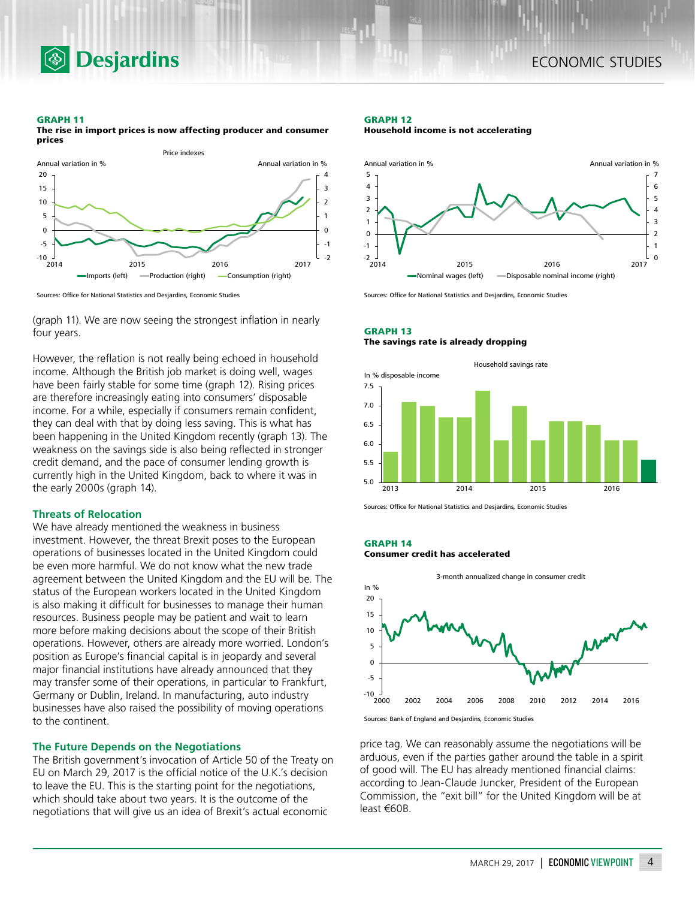**GRAPH 11**
**The rise in import prices is now affecting producer and consumer prices**

Sources: Office for National Statistics and Desjardins, Economic Studies

**GRAPH 12**
**Household income is not accelerating**

Sources: Office for National Statistics and Desjardins, Economic Studies

(graph 11). We are now seeing the strongest inflation in nearly four years.

However, the reflation is not really being echoed in household income. Although the British job market is doing well, wages have been fairly stable for some time (graph 12). Rising prices are therefore increasingly eating into consumers' disposable income. For a while, especially if consumers remain confident, they can deal with that by doing less saving. This is what has been happening in the United Kingdom recently (graph 13). The weakness on the savings side is also being reflected in stronger credit demand, and the pace of consumer lending growth is currently high in the United Kingdom, back to where it was in the early 2000s (graph 14).

### Threats of Relocation

We have already mentioned the weakness in business investment. However, the threat Brexit poses to the European operations of businesses located in the United Kingdom could be even more harmful. We do not know what the new trade agreement between the United Kingdom and the EU will be. The status of the European workers located in the United Kingdom is also making it difficult for businesses to manage their human resources. Business people may be patient and wait to learn more before making decisions about the scope of their British operations. However, others are already more worried. London's position as Europe's financial capital is in jeopardy and several major financial institutions have already announced that they may transfer some of their operations, in particular to Frankfurt, Germany or Dublin, Ireland. In manufacturing, auto industry businesses have also raised the possibility of moving operations to the continent.

### The Future Depends on the Negotiations

The British government's invocation of Article 50 of the Treaty on EU on March 29, 2017 is the official notice of the U.K.'s decision to leave the EU. This is the starting point for the negotiations, which should take about two years. It is the outcome of the negotiations that will give us an idea of Brexit's actual economic price tag. We can reasonably assume the negotiations will be arduous, even if the parties gather around the table in a spirit of good will. The EU has already mentioned financial claims: according to Jean-Claude Juncker, President of the European Commission, the "exit bill" for the United Kingdom will be at least €60B.

**GRAPH 13**
**The savings rate is already dropping**

Sources: Office for National Statistics and Desjardins, Economic Studies

**GRAPH 14**
**Consumer credit has accelerated**

Sources: Bank of England and Desjardins, Economic Studies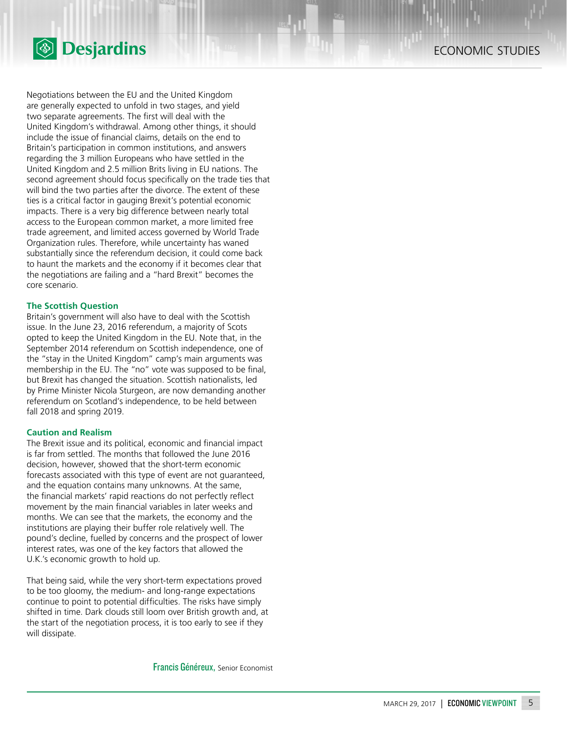Negotiations between the EU and the United Kingdom are generally expected to unfold in two stages, and yield two separate agreements. The first will deal with the United Kingdom's withdrawal. Among other things, it should include the issue of financial claims, details on the end to Britain's participation in common institutions, and answers regarding the 3 million Europeans who have settled in the United Kingdom and 2.5 million Brits living in EU nations. The second agreement should focus specifically on the trade ties that will bind the two parties after the divorce. The extent of these ties is a critical factor in gauging Brexit's potential economic impacts. There is a very big difference between nearly total access to the European common market, a more limited free trade agreement, and limited access governed by World Trade Organization rules. Therefore, while uncertainty has waned substantially since the referendum decision, it could come back to haunt the markets and the economy if it becomes clear that the negotiations are failing and a "hard Brexit" becomes the core scenario.

### The Scottish Question

Britain's government will also have to deal with the Scottish issue. In the June 23, 2016 referendum, a majority of Scots opted to keep the United Kingdom in the EU. Note that, in the September 2014 referendum on Scottish independence, one of the "stay in the United Kingdom" camp's main arguments was membership in the EU. The "no" vote was supposed to be final, but Brexit has changed the situation. Scottish nationalists, led by Prime Minister Nicola Sturgeon, are now demanding another referendum on Scotland's independence, to be held between fall 2018 and spring 2019.

### Caution and Realism

The Brexit issue and its political, economic and financial impact is far from settled. The months that followed the June 2016 decision, however, showed that the short-term economic forecasts associated with this type of event are not guaranteed, and the equation contains many unknowns. At the same, the financial markets' rapid reactions do not perfectly reflect movement by the main financial variables in later weeks and months. We can see that the markets, the economy and the institutions are playing their buffer role relatively well. The pound's decline, fuelled by concerns and the prospect of lower interest rates, was one of the key factors that allowed the U.K.'s economic growth to hold up.

That being said, while the very short-term expectations proved to be too gloomy, the medium- and long-range expectations continue to point to potential difficulties. The risks have simply shifted in time. Dark clouds still loom over British growth and, at the start of the negotiation process, it is too early to see if they will dissipate.

**Francis Généreux,** Senior Economist